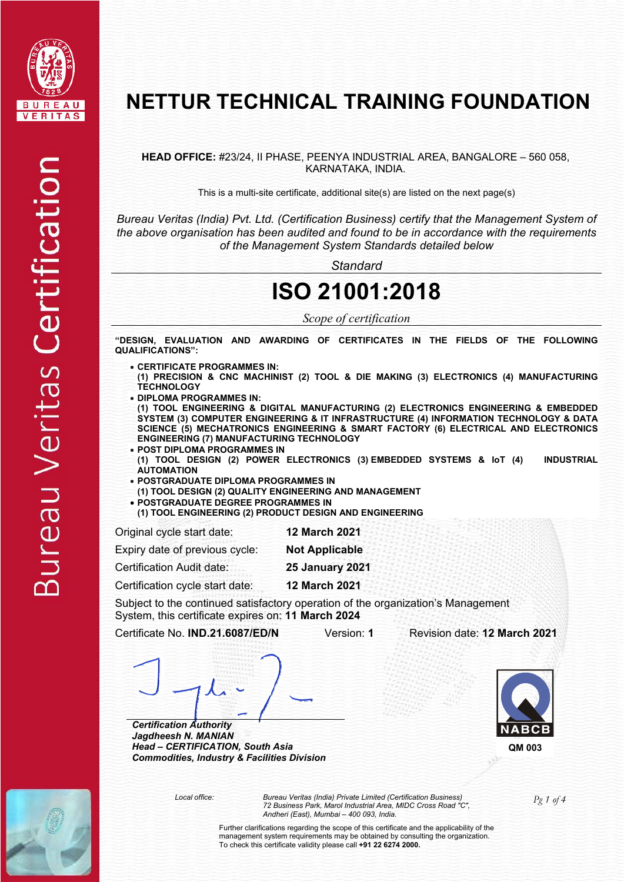# NETTUR TECHNICAL TRAINING FOUNDATION

**HEAD OFFICE:** #23/24, II PHASE, PEENYA INDUSTRIAL AREA, BANGALORE – 560 058, KARNATAKA, INDIA.

This is a multi-site certificate, additional site(s) are listed on the next page(s)

*Bureau Veritas (India) Pvt. Ltd. (Certification Business) certify that the Management System of the above organisation has been audited and found to be in accordance with the requirements of the Management System Standards detailed below*

*Standard*

## ISO 21001:2018

*Scope of certification*

**"DESIGN, EVALUATION AND AWARDING OF CERTIFICATES IN THE FIELDS OF THE FOLLOWING QUALIFICATIONS":**

- **CERTIFICATE PROGRAMMES IN:**
  **(1) PRECISION & CNC MACHINIST (2) TOOL & DIE MAKING (3) ELECTRONICS (4) MANUFACTURING TECHNOLOGY**
- **DIPLOMA PROGRAMMES IN:**
  **(1) TOOL ENGINEERING & DIGITAL MANUFACTURING (2) ELECTRONICS ENGINEERING & EMBEDDED SYSTEM (3) COMPUTER ENGINEERING & IT INFRASTRUCTURE (4) INFORMATION TECHNOLOGY & DATA SCIENCE (5) MECHATRONICS ENGINEERING & SMART FACTORY (6) ELECTRICAL AND ELECTRONICS ENGINEERING (7) MANUFACTURING TECHNOLOGY**
- **POST DIPLOMA PROGRAMMES IN**
  **(1) TOOL DESIGN (2) POWER ELECTRONICS (3) EMBEDDED SYSTEMS & IoT (4) INDUSTRIAL AUTOMATION**
- **POSTGRADUATE DIPLOMA PROGRAMMES IN**
  **(1) TOOL DESIGN (2) QUALITY ENGINEERING AND MANAGEMENT**
- **POSTGRADUATE DEGREE PROGRAMMES IN**
  **(1) TOOL ENGINEERING (2) PRODUCT DESIGN AND ENGINEERING**

Original cycle start date: **12 March 2021**

Expiry date of previous cycle: **Not Applicable**

Certification Audit date: **25 January 2021**

Certification cycle start date: **12 March 2021**

Subject to the continued satisfactory operation of the organization's Management System, this certificate expires on: **11 March 2024**

Certificate No. **IND.21.6087/ED/N** Version: **1** Revision date: **12 March 2021**

***Certification Authority***
***Jagdheesh N. MANIAN***
***Head – CERTIFICATION, South Asia***
***Commodities, Industry & Facilities Division***

NABCB
**QM 003**

*Local office:* *Bureau Veritas (India) Private Limited (Certification Business)*
*72 Business Park, Marol Industrial Area, MIDC Cross Road "C",*
*Andheri (East), Mumbai – 400 093, India.*

Further clarifications regarding the scope of this certificate and the applicability of the management system requirements may be obtained by consulting the organization.
To check this certificate validity please call **+91 22 6274 2000.**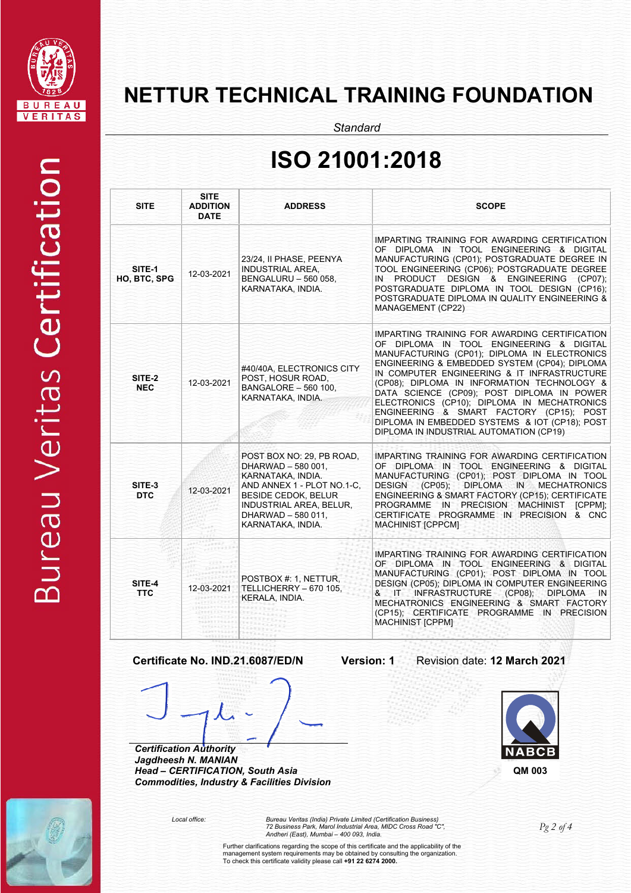# NETTUR TECHNICAL TRAINING FOUNDATION

*Standard*

# ISO 21001:2018

| SITE | SITE ADDITION DATE | ADDRESS | SCOPE |
|---|---|---|---|
| **SITE-1 HO, BTC, SPG** | 12-03-2021 | 23/24, II PHASE, PEENYA INDUSTRIAL AREA, BENGALURU – 560 058, KARNATAKA, INDIA. | IMPARTING TRAINING FOR AWARDING CERTIFICATION OF DIPLOMA IN TOOL ENGINEERING & DIGITAL MANUFACTURING (CP01); POSTGRADUATE DEGREE IN TOOL ENGINEERING (CP06); POSTGRADUATE DEGREE IN PRODUCT DESIGN & ENGINEERING (CP07); POSTGRADUATE DIPLOMA IN TOOL DESIGN (CP16); POSTGRADUATE DIPLOMA IN QUALITY ENGINEERING & MANAGEMENT (CP22) |
| **SITE-2 NEC** | 12-03-2021 | #40/40A, ELECTRONICS CITY POST, HOSUR ROAD, BANGALORE – 560 100, KARNATAKA, INDIA. | IMPARTING TRAINING FOR AWARDING CERTIFICATION OF DIPLOMA IN TOOL ENGINEERING & DIGITAL MANUFACTURING (CP01); DIPLOMA IN ELECTRONICS ENGINEERING & EMBEDDED SYSTEM (CP04); DIPLOMA IN COMPUTER ENGINEERING & IT INFRASTRUCTURE (CP08); DIPLOMA IN INFORMATION TECHNOLOGY & DATA SCIENCE (CP09); POST DIPLOMA IN POWER ELECTRONICS (CP10); DIPLOMA IN MECHATRONICS ENGINEERING & SMART FACTORY (CP15); POST DIPLOMA IN EMBEDDED SYSTEMS & IOT (CP18); POST DIPLOMA IN INDUSTRIAL AUTOMATION (CP19) |
| **SITE-3 DTC** | 12-03-2021 | POST BOX NO: 29, PB ROAD, DHARWAD – 580 001, KARNATAKA, INDIA. AND ANNEX 1 - PLOT NO.1-C, BESIDE CEDOK, BELUR INDUSTRIAL AREA, BELUR, DHARWAD – 580 011, KARNATAKA, INDIA. | IMPARTING TRAINING FOR AWARDING CERTIFICATION OF DIPLOMA IN TOOL ENGINEERING & DIGITAL MANUFACTURING (CP01); POST DIPLOMA IN TOOL DESIGN (CP05); DIPLOMA IN MECHATRONICS ENGINEERING & SMART FACTORY (CP15); CERTIFICATE PROGRAMME IN PRECISION MACHINIST [CPPM]; CERTIFICATE PROGRAMME IN PRECISION & CNC MACHINIST [CPPCM] |
| **SITE-4 TTC** | 12-03-2021 | POSTBOX #: 1, NETTUR, TELLICHERRY – 670 105, KERALA, INDIA. | IMPARTING TRAINING FOR AWARDING CERTIFICATION OF DIPLOMA IN TOOL ENGINEERING & DIGITAL MANUFACTURING (CP01); POST DIPLOMA IN TOOL DESIGN (CP05); DIPLOMA IN COMPUTER ENGINEERING & IT INFRASTRUCTURE (CP08); DIPLOMA IN MECHATRONICS ENGINEERING & SMART FACTORY (CP15); CERTIFICATE PROGRAMME IN PRECISION MACHINIST [CPPM] |

**Certificate No. IND.21.6087/ED/N** **Version: 1** Revision date: **12 March 2021**

***Certification Authority***
***Jagdheesh N. MANIAN***
***Head – CERTIFICATION, South Asia***
***Commodities, Industry & Facilities Division***

NABCB
**QM 003**

*Local office:* *Bureau Veritas (India) Private Limited (Certification Business)*
*72 Business Park, Marol Industrial Area, MIDC Cross Road "C",*
*Andheri (East), Mumbai – 400 093, India.*

Further clarifications regarding the scope of this certificate and the applicability of the management system requirements may be obtained by consulting the organization.
To check this certificate validity please call **+91 22 6274 2000.**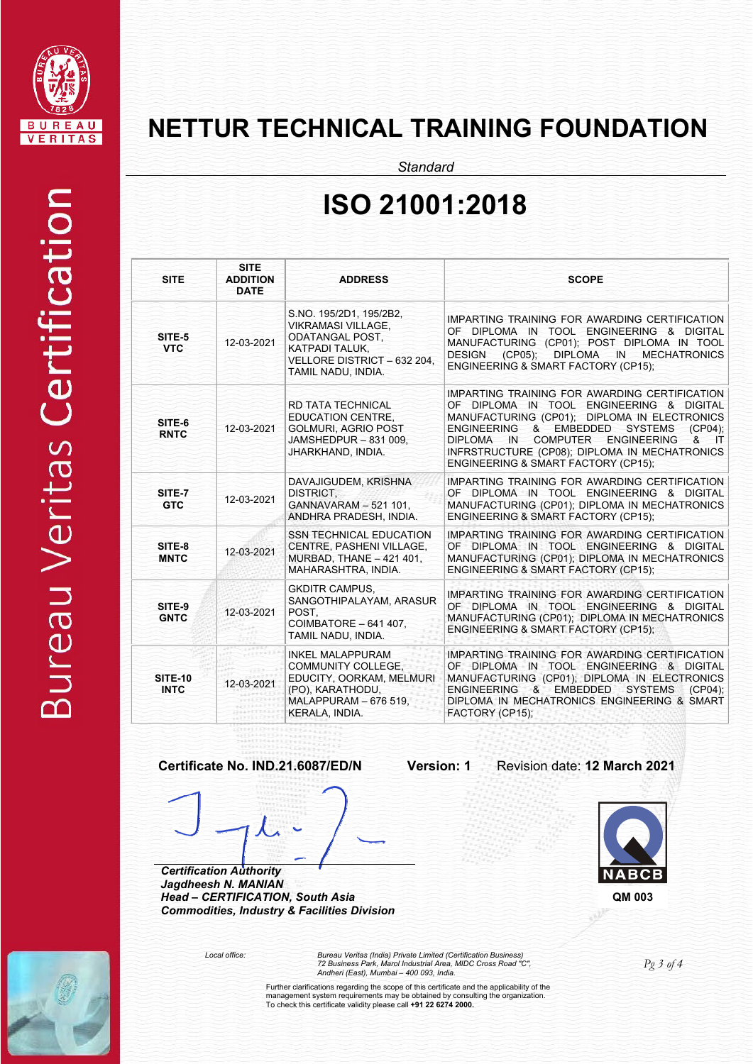# NETTUR TECHNICAL TRAINING FOUNDATION

*Standard*

# ISO 21001:2018

| SITE | SITE ADDITION DATE | ADDRESS | SCOPE |
|---|---|---|---|
| **SITE-5 VTC** | 12-03-2021 | S.NO. 195/2D1, 195/2B2, VIKRAMASI VILLAGE, ODATANGAL POST, KATPADI TALUK, VELLORE DISTRICT – 632 204, TAMIL NADU, INDIA. | IMPARTING TRAINING FOR AWARDING CERTIFICATION OF DIPLOMA IN TOOL ENGINEERING & DIGITAL MANUFACTURING (CP01); POST DIPLOMA IN TOOL DESIGN (CP05); DIPLOMA IN MECHATRONICS ENGINEERING & SMART FACTORY (CP15); |
| **SITE-6 RNTC** | 12-03-2021 | RD TATA TECHNICAL EDUCATION CENTRE, GOLMURI, AGRIO POST JAMSHEDPUR – 831 009, JHARKHAND, INDIA. | IMPARTING TRAINING FOR AWARDING CERTIFICATION OF DIPLOMA IN TOOL ENGINEERING & DIGITAL MANUFACTURING (CP01); DIPLOMA IN ELECTRONICS ENGINEERING & EMBEDDED SYSTEMS (CP04); DIPLOMA IN COMPUTER ENGINEERING & IT INFRSTRUCTURE (CP08); DIPLOMA IN MECHATRONICS ENGINEERING & SMART FACTORY (CP15); |
| **SITE-7 GTC** | 12-03-2021 | DAVAJIGUDEM, KRISHNA DISTRICT, GANNAVARAM – 521 101, ANDHRA PRADESH, INDIA. | IMPARTING TRAINING FOR AWARDING CERTIFICATION OF DIPLOMA IN TOOL ENGINEERING & DIGITAL MANUFACTURING (CP01); DIPLOMA IN MECHATRONICS ENGINEERING & SMART FACTORY (CP15); |
| **SITE-8 MNTC** | 12-03-2021 | SSN TECHNICAL EDUCATION CENTRE, PASHENI VILLAGE, MURBAD, THANE – 421 401, MAHARASHTRA, INDIA. | IMPARTING TRAINING FOR AWARDING CERTIFICATION OF DIPLOMA IN TOOL ENGINEERING & DIGITAL MANUFACTURING (CP01); DIPLOMA IN MECHATRONICS ENGINEERING & SMART FACTORY (CP15); |
| **SITE-9 GNTC** | 12-03-2021 | GKDITR CAMPUS, SANGOTHIPALAYAM, ARASUR POST, COIMBATORE – 641 407, TAMIL NADU, INDIA. | IMPARTING TRAINING FOR AWARDING CERTIFICATION OF DIPLOMA IN TOOL ENGINEERING & DIGITAL MANUFACTURING (CP01); DIPLOMA IN MECHATRONICS ENGINEERING & SMART FACTORY (CP15); |
| **SITE-10 INTC** | 12-03-2021 | INKEL MALAPPURAM COMMUNITY COLLEGE, EDUCITY, OORKAM, MELMURI (PO), KARATHODU, MALAPPURAM – 676 519, KERALA, INDIA. | IMPARTING TRAINING FOR AWARDING CERTIFICATION OF DIPLOMA IN TOOL ENGINEERING & DIGITAL MANUFACTURING (CP01); DIPLOMA IN ELECTRONICS ENGINEERING & EMBEDDED SYSTEMS (CP04); DIPLOMA IN MECHATRONICS ENGINEERING & SMART FACTORY (CP15); |

**Certificate No. IND.21.6087/ED/N** **Version: 1** Revision date: **12 March 2021**

***Certification Authority***
***Jagdheesh N. MANIAN***
***Head – CERTIFICATION, South Asia***
***Commodities, Industry & Facilities Division***

NABCB
**QM 003**

Local office: *Bureau Veritas (India) Private Limited (Certification Business)*
*72 Business Park, Marol Industrial Area, MIDC Cross Road "C",*
*Andheri (East), Mumbai – 400 093, India.*

Further clarifications regarding the scope of this certificate and the applicability of the management system requirements may be obtained by consulting the organization.
To check this certificate validity please call **+91 22 6274 2000.**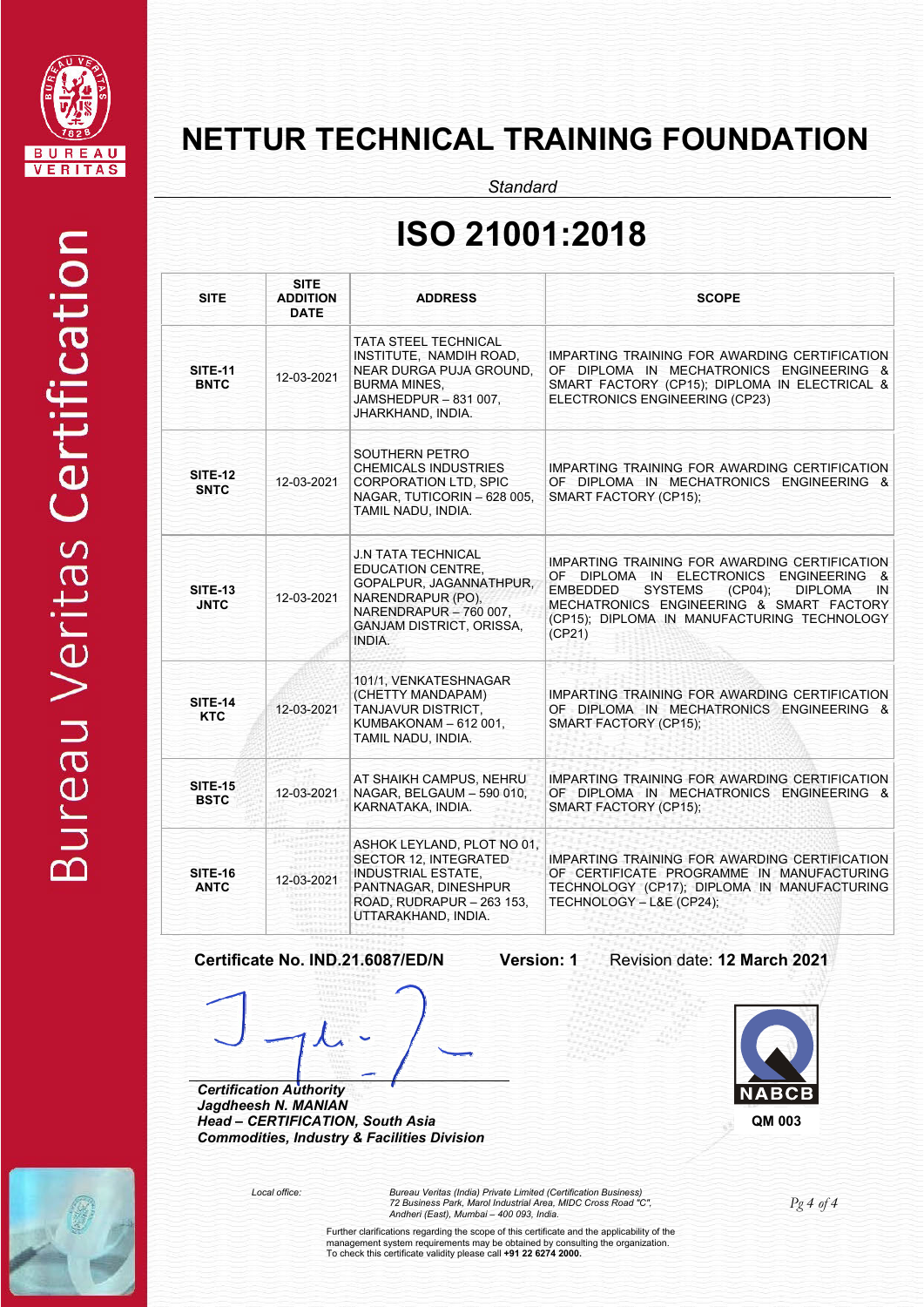# NETTUR TECHNICAL TRAINING FOUNDATION

*Standard*

# ISO 21001:2018

| SITE | SITE ADDITION DATE | ADDRESS | SCOPE |
|---|---|---|---|
| **SITE-11 BNTC** | 12-03-2021 | TATA STEEL TECHNICAL INSTITUTE, NAMDIH ROAD, NEAR DURGA PUJA GROUND, BURMA MINES, JAMSHEDPUR – 831 007, JHARKHAND, INDIA. | IMPARTING TRAINING FOR AWARDING CERTIFICATION OF DIPLOMA IN MECHATRONICS ENGINEERING & SMART FACTORY (CP15); DIPLOMA IN ELECTRICAL & ELECTRONICS ENGINEERING (CP23) |
| **SITE-12 SNTC** | 12-03-2021 | SOUTHERN PETRO CHEMICALS INDUSTRIES CORPORATION LTD, SPIC NAGAR, TUTICORIN – 628 005, TAMIL NADU, INDIA. | IMPARTING TRAINING FOR AWARDING CERTIFICATION OF DIPLOMA IN MECHATRONICS ENGINEERING & SMART FACTORY (CP15); |
| **SITE-13 JNTC** | 12-03-2021 | J.N TATA TECHNICAL EDUCATION CENTRE, GOPALPUR, JAGANNATHPUR, NARENDRAPUR (PO), NARENDRAPUR – 760 007, GANJAM DISTRICT, ORISSA, INDIA. | IMPARTING TRAINING FOR AWARDING CERTIFICATION OF DIPLOMA IN ELECTRONICS ENGINEERING & EMBEDDED SYSTEMS (CP04); DIPLOMA IN MECHATRONICS ENGINEERING & SMART FACTORY (CP15); DIPLOMA IN MANUFACTURING TECHNOLOGY (CP21) |
| **SITE-14 KTC** | 12-03-2021 | 101/1, VENKATESHNAGAR (CHETTY MANDAPAM) TANJAVUR DISTRICT, KUMBAKONAM – 612 001, TAMIL NADU, INDIA. | IMPARTING TRAINING FOR AWARDING CERTIFICATION OF DIPLOMA IN MECHATRONICS ENGINEERING & SMART FACTORY (CP15); |
| **SITE-15 BSTC** | 12-03-2021 | AT SHAIKH CAMPUS, NEHRU NAGAR, BELGAUM – 590 010, KARNATAKA, INDIA. | IMPARTING TRAINING FOR AWARDING CERTIFICATION OF DIPLOMA IN MECHATRONICS ENGINEERING & SMART FACTORY (CP15); |
| **SITE-16 ANTC** | 12-03-2021 | ASHOK LEYLAND, PLOT NO 01, SECTOR 12, INTEGRATED INDUSTRIAL ESTATE, PANTNAGAR, DINESHPUR ROAD, RUDRAPUR – 263 153, UTTARAKHAND, INDIA. | IMPARTING TRAINING FOR AWARDING CERTIFICATION OF CERTIFICATE PROGRAMME IN MANUFACTURING TECHNOLOGY (CP17); DIPLOMA IN MANUFACTURING TECHNOLOGY – L&E (CP24); |

**Certificate No. IND.21.6087/ED/N** **Version: 1** Revision date: **12 March 2021**

***Certification Authority***
***Jagdheesh N. MANIAN***
***Head – CERTIFICATION, South Asia***
***Commodities, Industry & Facilities Division***

NABCB
**QM 003**

*Local office:* *Bureau Veritas (India) Private Limited (Certification Business)*
*72 Business Park, Marol Industrial Area, MIDC Cross Road "C",*
*Andheri (East), Mumbai – 400 093, India.*

Further clarifications regarding the scope of this certificate and the applicability of the management system requirements may be obtained by consulting the organization.
To check this certificate validity please call **+91 22 6274 2000.**